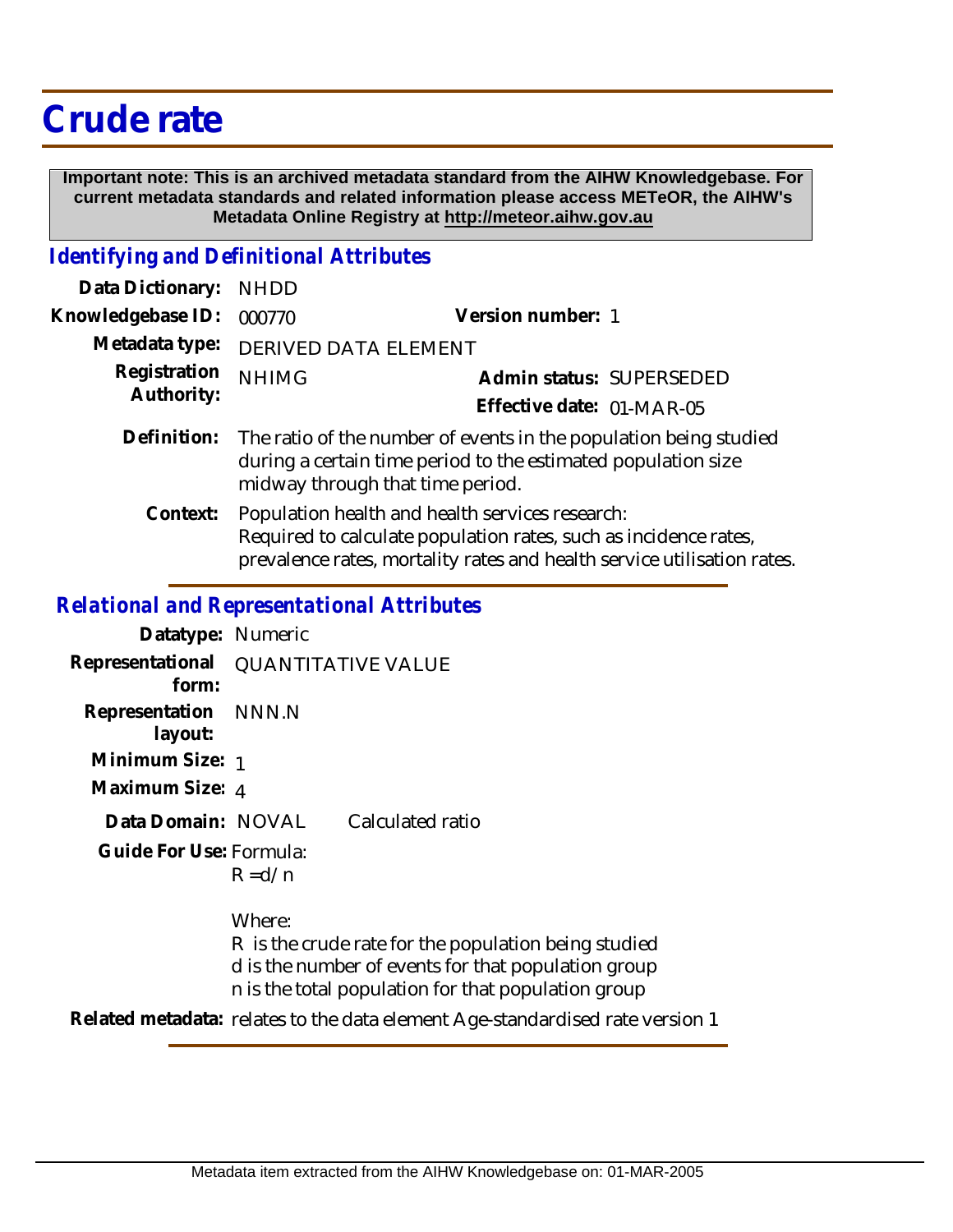# Crude rate

**Important note: This is an archived metadata standard from the AIHW Knowledgebase. For current metadata standards and related information please access METeOR, the AIHW's Metadata Online Registry at http://meteor.aihw.gov.au**

## *Identifying and Definitional Attributes*

**Data Dictionary:** NHDD

**Knowledgebase ID:** 000770 **Version number:** 1

**Metadata type:** DERIVED DATA ELEMENT

**Registration Authority:** NHIMG **Admin status:** SUPERSEDED

**Effective date:** 01-MAR-05

**Definition:** The ratio of the number of events in the population being studied during a certain time period to the estimated population size midway through that time period.

**Context:** Population health and health services research:
Required to calculate population rates, such as incidence rates, prevalence rates, mortality rates and health service utilisation rates.

## *Relational and Representational Attributes*

**Datatype:** Numeric

**Representational form:** QUANTITATIVE VALUE

**Representation layout:** NNN.N

**Minimum Size:** 1

**Maximum Size:** 4

**Data Domain:** NOVAL Calculated ratio

**Guide For Use:** Formula:

$R = d / n$

Where:
R is the crude rate for the population being studied
d is the number of events for that population group
n is the total population for that population group

**Related metadata:** relates to the data element Age-standardised rate version 1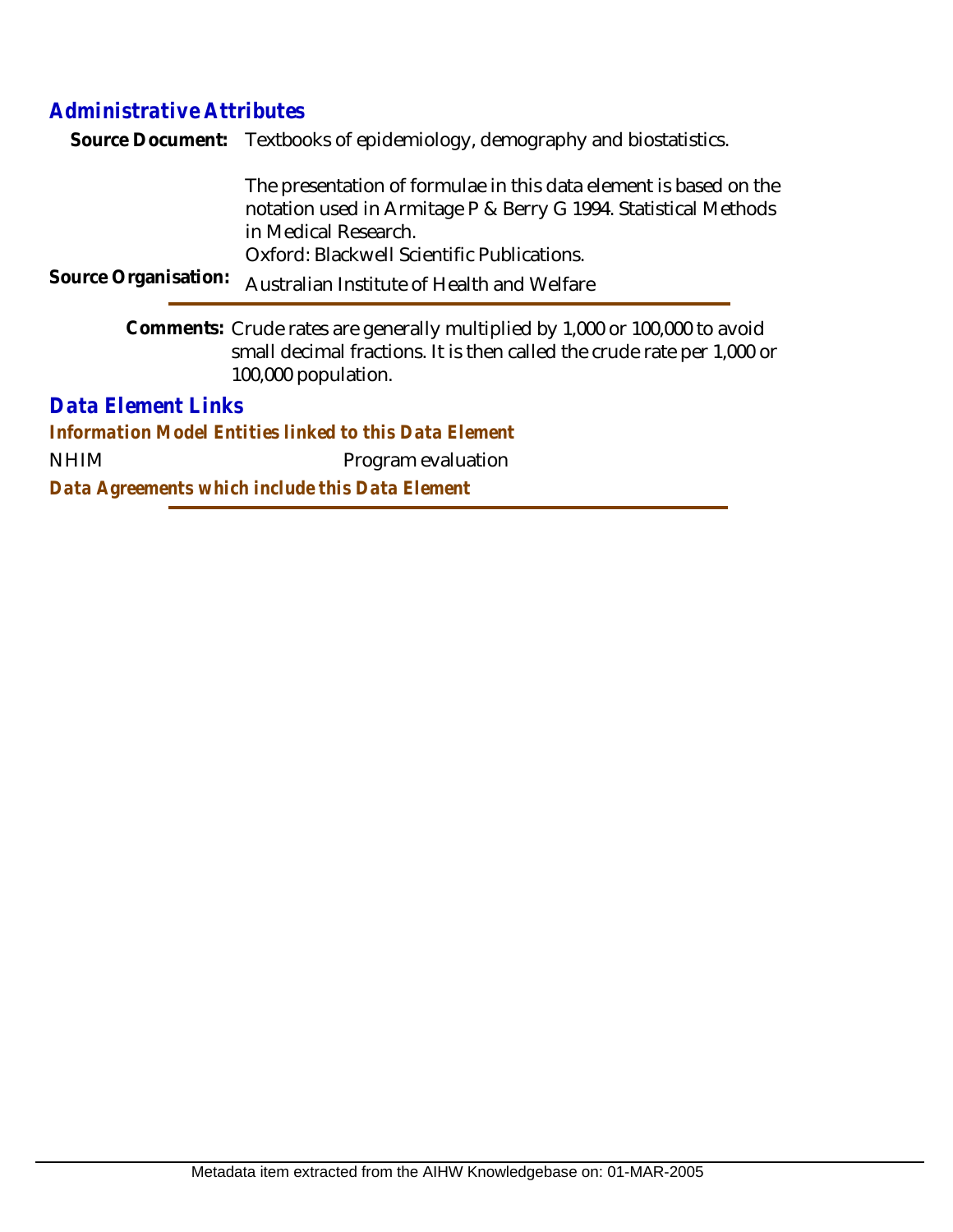## Administrative Attributes

**Source Document:** Textbooks of epidemiology, demography and biostatistics.

The presentation of formulae in this data element is based on the notation used in Armitage P & Berry G 1994. Statistical Methods in Medical Research.
Oxford: Blackwell Scientific Publications.

**Source Organisation:** Australian Institute of Health and Welfare

**Comments:** Crude rates are generally multiplied by 1,000 or 100,000 to avoid small decimal fractions. It is then called the crude rate per 1,000 or 100,000 population.

## Data Element Links

### Information Model Entities linked to this Data Element

NHIM Program evaluation

### Data Agreements which include this Data Element